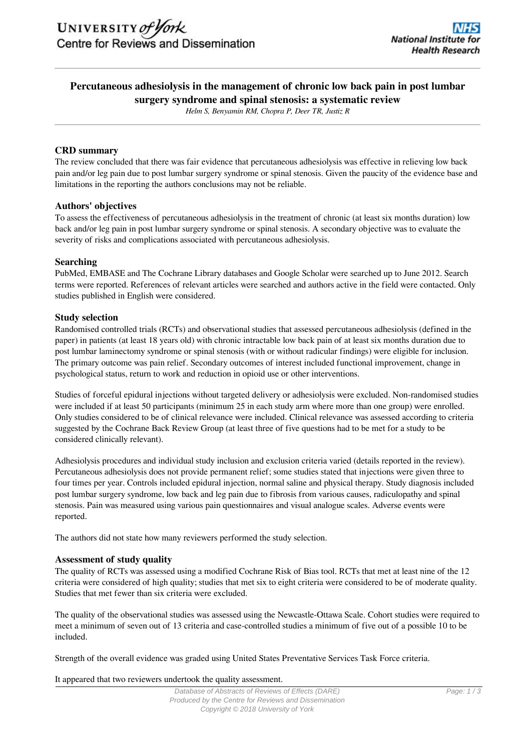University of York
Centre for Reviews and Dissemination

NHS
National Institute for Health Research

# Percutaneous adhesiolysis in the management of chronic low back pain in post lumbar surgery syndrome and spinal stenosis: a systematic review

*Helm S, Benyamin RM, Chopra P, Deer TR, Justiz R*

## CRD summary

The review concluded that there was fair evidence that percutaneous adhesiolysis was effective in relieving low back pain and/or leg pain due to post lumbar surgery syndrome or spinal stenosis. Given the paucity of the evidence base and limitations in the reporting the authors conclusions may not be reliable.

## Authors' objectives

To assess the effectiveness of percutaneous adhesiolysis in the treatment of chronic (at least six months duration) low back and/or leg pain in post lumbar surgery syndrome or spinal stenosis. A secondary objective was to evaluate the severity of risks and complications associated with percutaneous adhesiolysis.

## Searching

PubMed, EMBASE and The Cochrane Library databases and Google Scholar were searched up to June 2012. Search terms were reported. References of relevant articles were searched and authors active in the field were contacted. Only studies published in English were considered.

## Study selection

Randomised controlled trials (RCTs) and observational studies that assessed percutaneous adhesiolysis (defined in the paper) in patients (at least 18 years old) with chronic intractable low back pain of at least six months duration due to post lumbar laminectomy syndrome or spinal stenosis (with or without radicular findings) were eligible for inclusion. The primary outcome was pain relief. Secondary outcomes of interest included functional improvement, change in psychological status, return to work and reduction in opioid use or other interventions.

Studies of forceful epidural injections without targeted delivery or adhesiolysis were excluded. Non-randomised studies were included if at least 50 participants (minimum 25 in each study arm where more than one group) were enrolled. Only studies considered to be of clinical relevance were included. Clinical relevance was assessed according to criteria suggested by the Cochrane Back Review Group (at least three of five questions had to be met for a study to be considered clinically relevant).

Adhesiolysis procedures and individual study inclusion and exclusion criteria varied (details reported in the review). Percutaneous adhesiolysis does not provide permanent relief; some studies stated that injections were given three to four times per year. Controls included epidural injection, normal saline and physical therapy. Study diagnosis included post lumbar surgery syndrome, low back and leg pain due to fibrosis from various causes, radiculopathy and spinal stenosis. Pain was measured using various pain questionnaires and visual analogue scales. Adverse events were reported.

The authors did not state how many reviewers performed the study selection.

## Assessment of study quality

The quality of RCTs was assessed using a modified Cochrane Risk of Bias tool. RCTs that met at least nine of the 12 criteria were considered of high quality; studies that met six to eight criteria were considered to be of moderate quality. Studies that met fewer than six criteria were excluded.

The quality of the observational studies was assessed using the Newcastle-Ottawa Scale. Cohort studies were required to meet a minimum of seven out of 13 criteria and case-controlled studies a minimum of five out of a possible 10 to be included.

Strength of the overall evidence was graded using United States Preventative Services Task Force criteria.

It appeared that two reviewers undertook the quality assessment.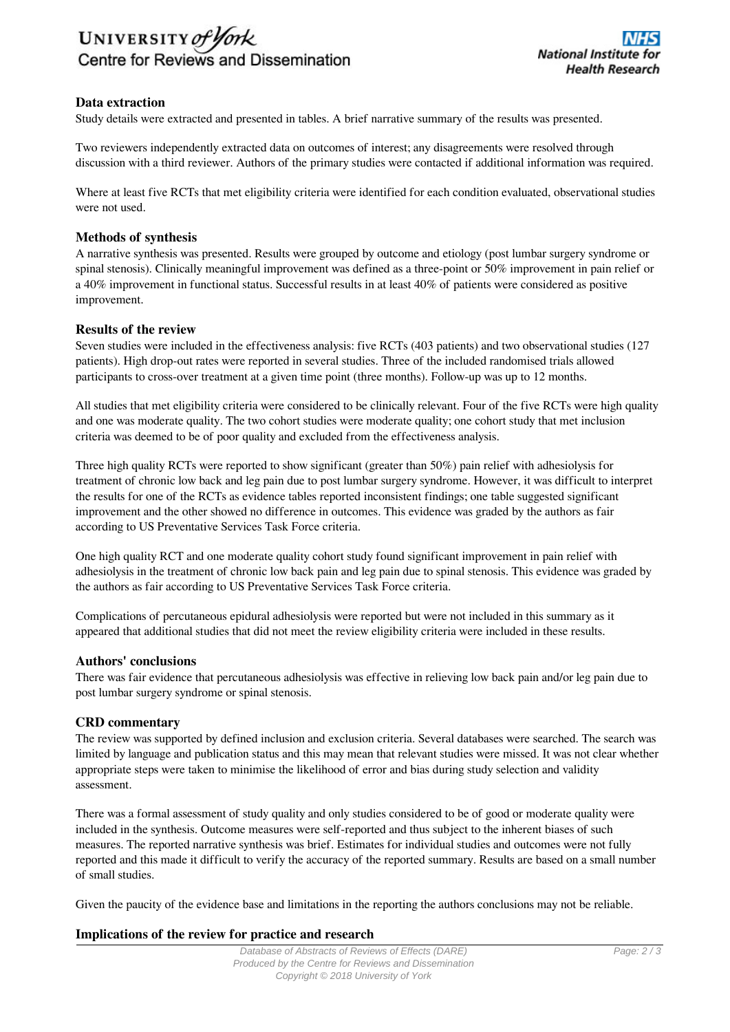### Data extraction

Study details were extracted and presented in tables. A brief narrative summary of the results was presented.

Two reviewers independently extracted data on outcomes of interest; any disagreements were resolved through discussion with a third reviewer. Authors of the primary studies were contacted if additional information was required.

Where at least five RCTs that met eligibility criteria were identified for each condition evaluated, observational studies were not used.

### Methods of synthesis

A narrative synthesis was presented. Results were grouped by outcome and etiology (post lumbar surgery syndrome or spinal stenosis). Clinically meaningful improvement was defined as a three-point or 50% improvement in pain relief or a 40% improvement in functional status. Successful results in at least 40% of patients were considered as positive improvement.

### Results of the review

Seven studies were included in the effectiveness analysis: five RCTs (403 patients) and two observational studies (127 patients). High drop-out rates were reported in several studies. Three of the included randomised trials allowed participants to cross-over treatment at a given time point (three months). Follow-up was up to 12 months.

All studies that met eligibility criteria were considered to be clinically relevant. Four of the five RCTs were high quality and one was moderate quality. The two cohort studies were moderate quality; one cohort study that met inclusion criteria was deemed to be of poor quality and excluded from the effectiveness analysis.

Three high quality RCTs were reported to show significant (greater than 50%) pain relief with adhesiolysis for treatment of chronic low back and leg pain due to post lumbar surgery syndrome. However, it was difficult to interpret the results for one of the RCTs as evidence tables reported inconsistent findings; one table suggested significant improvement and the other showed no difference in outcomes. This evidence was graded by the authors as fair according to US Preventative Services Task Force criteria.

One high quality RCT and one moderate quality cohort study found significant improvement in pain relief with adhesiolysis in the treatment of chronic low back pain and leg pain due to spinal stenosis. This evidence was graded by the authors as fair according to US Preventative Services Task Force criteria.

Complications of percutaneous epidural adhesiolysis were reported but were not included in this summary as it appeared that additional studies that did not meet the review eligibility criteria were included in these results.

### Authors' conclusions

There was fair evidence that percutaneous adhesiolysis was effective in relieving low back pain and/or leg pain due to post lumbar surgery syndrome or spinal stenosis.

### CRD commentary

The review was supported by defined inclusion and exclusion criteria. Several databases were searched. The search was limited by language and publication status and this may mean that relevant studies were missed. It was not clear whether appropriate steps were taken to minimise the likelihood of error and bias during study selection and validity assessment.

There was a formal assessment of study quality and only studies considered to be of good or moderate quality were included in the synthesis. Outcome measures were self-reported and thus subject to the inherent biases of such measures. The reported narrative synthesis was brief. Estimates for individual studies and outcomes were not fully reported and this made it difficult to verify the accuracy of the reported summary. Results are based on a small number of small studies.

Given the paucity of the evidence base and limitations in the reporting the authors conclusions may not be reliable.

### Implications of the review for practice and research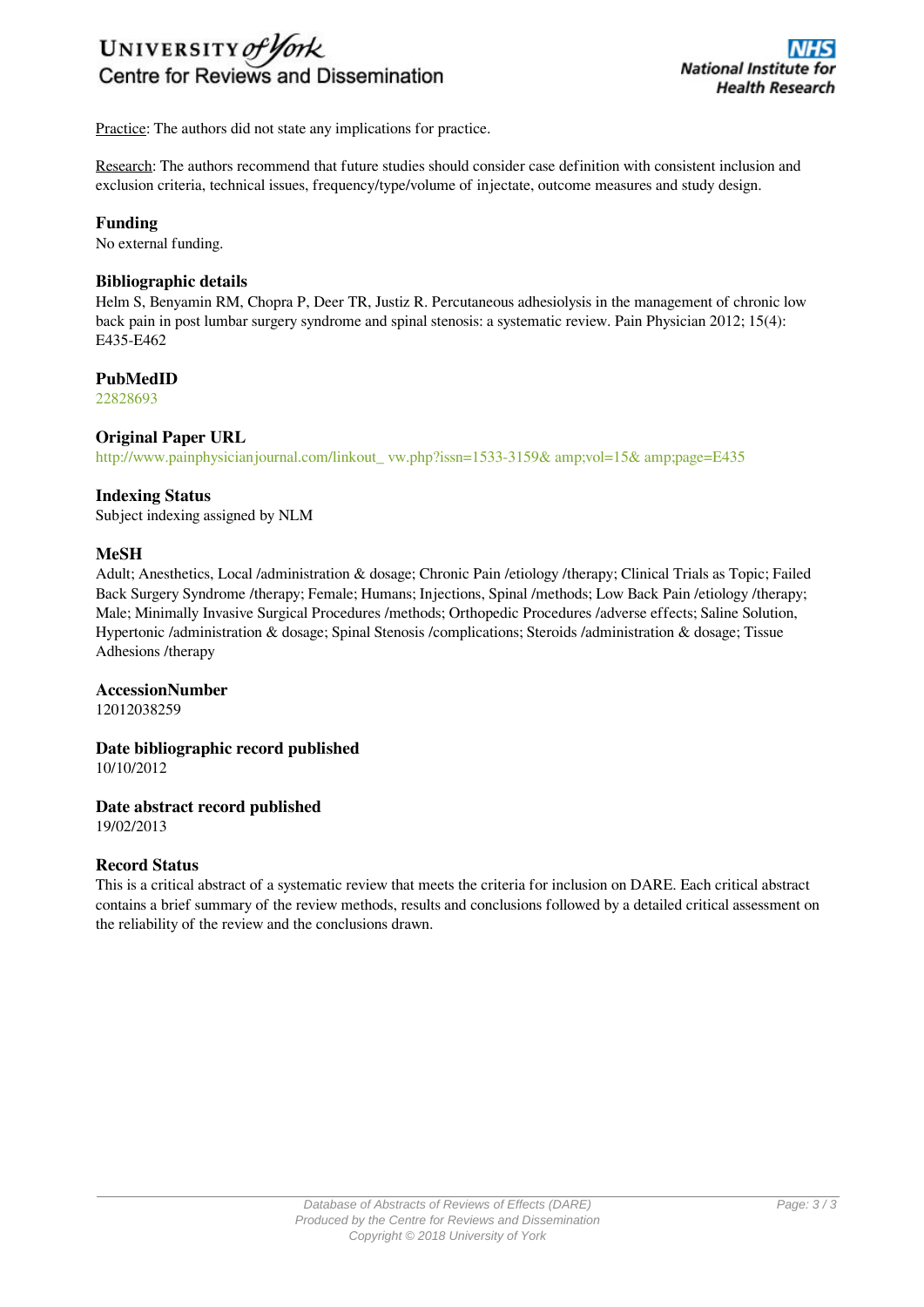Practice: The authors did not state any implications for practice.

Research: The authors recommend that future studies should consider case definition with consistent inclusion and exclusion criteria, technical issues, frequency/type/volume of injectate, outcome measures and study design.

### Funding

No external funding.

### Bibliographic details

Helm S, Benyamin RM, Chopra P, Deer TR, Justiz R. Percutaneous adhesiolysis in the management of chronic low back pain in post lumbar surgery syndrome and spinal stenosis: a systematic review. Pain Physician 2012; 15(4): E435-E462

### PubMedID

22828693

### Original Paper URL

http://www.painphysicianjournal.com/linkout_ vw.php?issn=1533-3159& amp;vol=15& amp;page=E435

### Indexing Status

Subject indexing assigned by NLM

### MeSH

Adult; Anesthetics, Local /administration & dosage; Chronic Pain /etiology /therapy; Clinical Trials as Topic; Failed Back Surgery Syndrome /therapy; Female; Humans; Injections, Spinal /methods; Low Back Pain /etiology /therapy; Male; Minimally Invasive Surgical Procedures /methods; Orthopedic Procedures /adverse effects; Saline Solution, Hypertonic /administration & dosage; Spinal Stenosis /complications; Steroids /administration & dosage; Tissue Adhesions /therapy

### AccessionNumber

12012038259

### Date bibliographic record published

10/10/2012

### Date abstract record published

19/02/2013

### Record Status

This is a critical abstract of a systematic review that meets the criteria for inclusion on DARE. Each critical abstract contains a brief summary of the review methods, results and conclusions followed by a detailed critical assessment on the reliability of the review and the conclusions drawn.